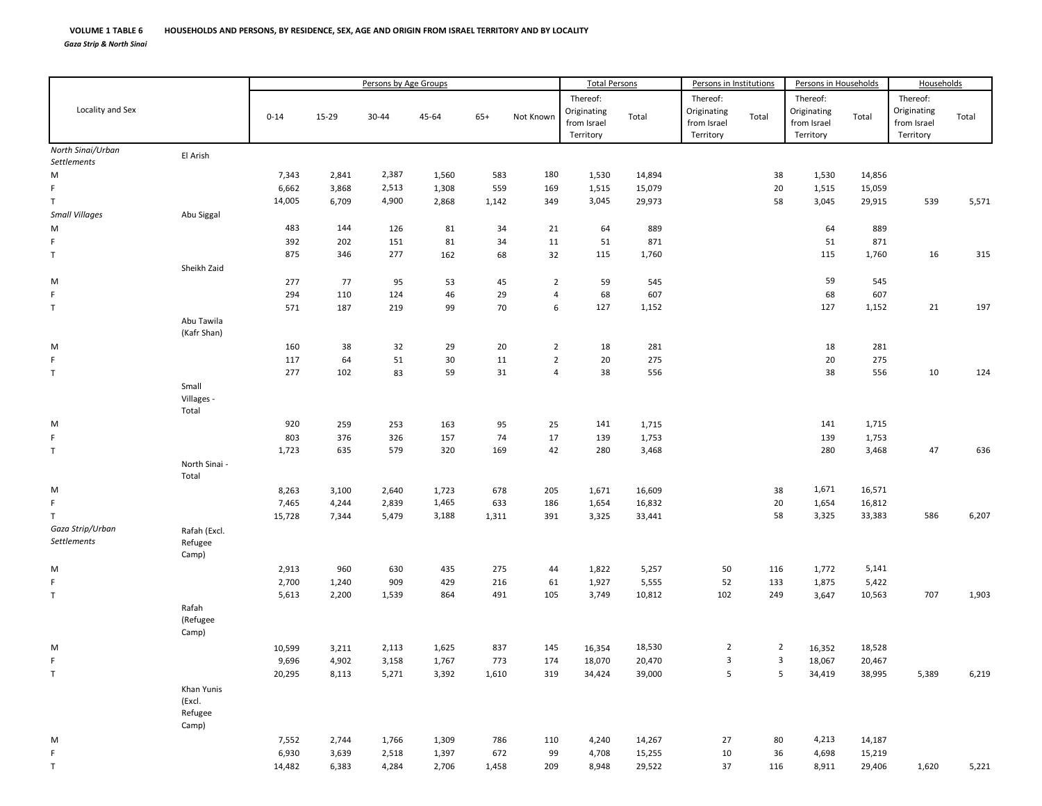**VOLUME 1 TABLE 6 HOUSEHOLDS AND PERSONS, BY RESIDENCE, SEX, AGE AND ORIGIN FROM ISRAEL TERRITORY AND BY LOCALITY**

*Gaza Strip & North Sinai*

| Locality and Sex | | Persons by Age Groups | | | | | | Total Persons | | Persons in Institutions | | Persons in Households | | Households | |
|---|---|---|---|---|---|---|---|---|---|---|---|---|---|---|---|
| | | 0-14 | 15-29 | 30-44 | 45-64 | 65+ | Not Known | Thereof: Originating from Israel Territory | Total | Thereof: Originating from Israel Territory | Total | Thereof: Originating from Israel Territory | Total | Thereof: Originating from Israel Territory | Total |
| *North Sinai/Urban Settlements* | El Arish | | | | | | | | | | | | | | |
| M | | 7,343 | 2,841 | 2,387 | 1,560 | 583 | 180 | 1,530 | 14,894 | | 38 | 1,530 | 14,856 | | |
| F | | 6,662 | 3,868 | 2,513 | 1,308 | 559 | 169 | 1,515 | 15,079 | | 20 | 1,515 | 15,059 | | |
| T | | 14,005 | 6,709 | 4,900 | 2,868 | 1,142 | 349 | 3,045 | 29,973 | | 58 | 3,045 | 29,915 | 539 | 5,571 |
| *Small Villages* | Abu Siggal | | | | | | | | | | | | | | |
| M | | 483 | 144 | 126 | 81 | 34 | 21 | 64 | 889 | | | 64 | 889 | | |
| F | | 392 | 202 | 151 | 81 | 34 | 11 | 51 | 871 | | | 51 | 871 | | |
| T | | 875 | 346 | 277 | 162 | 68 | 32 | 115 | 1,760 | | | 115 | 1,760 | 16 | 315 |
| | Sheikh Zaid | | | | | | | | | | | | | | |
| M | | 277 | 77 | 95 | 53 | 45 | 2 | 59 | 545 | | | 59 | 545 | | |
| F | | 294 | 110 | 124 | 46 | 29 | 4 | 68 | 607 | | | 68 | 607 | | |
| T | | 571 | 187 | 219 | 99 | 70 | 6 | 127 | 1,152 | | | 127 | 1,152 | 21 | 197 |
| | Abu Tawila (Kafr Shan) | | | | | | | | | | | | | | |
| M | | 160 | 38 | 32 | 29 | 20 | 2 | 18 | 281 | | | 18 | 281 | | |
| F | | 117 | 64 | 51 | 30 | 11 | 2 | 20 | 275 | | | 20 | 275 | | |
| T | | 277 | 102 | 83 | 59 | 31 | 4 | 38 | 556 | | | 38 | 556 | 10 | 124 |
| | Small Villages - Total | | | | | | | | | | | | | | |
| M | | 920 | 259 | 253 | 163 | 95 | 25 | 141 | 1,715 | | | 141 | 1,715 | | |
| F | | 803 | 376 | 326 | 157 | 74 | 17 | 139 | 1,753 | | | 139 | 1,753 | | |
| T | | 1,723 | 635 | 579 | 320 | 169 | 42 | 280 | 3,468 | | | 280 | 3,468 | 47 | 636 |
| | North Sinai - Total | | | | | | | | | | | | | | |
| M | | 8,263 | 3,100 | 2,640 | 1,723 | 678 | 205 | 1,671 | 16,609 | | 38 | 1,671 | 16,571 | | |
| F | | 7,465 | 4,244 | 2,839 | 1,465 | 633 | 186 | 1,654 | 16,832 | | 20 | 1,654 | 16,812 | | |
| T | | 15,728 | 7,344 | 5,479 | 3,188 | 1,311 | 391 | 3,325 | 33,441 | | 58 | 3,325 | 33,383 | 586 | 6,207 |
| *Gaza Strip/Urban Settlements* | Rafah (Excl. Refugee Camp) | | | | | | | | | | | | | | |
| M | | 2,913 | 960 | 630 | 435 | 275 | 44 | 1,822 | 5,257 | 50 | 116 | 1,772 | 5,141 | | |
| F | | 2,700 | 1,240 | 909 | 429 | 216 | 61 | 1,927 | 5,555 | 52 | 133 | 1,875 | 5,422 | | |
| T | | 5,613 | 2,200 | 1,539 | 864 | 491 | 105 | 3,749 | 10,812 | 102 | 249 | 3,647 | 10,563 | 707 | 1,903 |
| | Rafah (Refugee Camp) | | | | | | | | | | | | | | |
| M | | 10,599 | 3,211 | 2,113 | 1,625 | 837 | 145 | 16,354 | 18,530 | 2 | 2 | 16,352 | 18,528 | | |
| F | | 9,696 | 4,902 | 3,158 | 1,767 | 773 | 174 | 18,070 | 20,470 | 3 | 3 | 18,067 | 20,467 | | |
| T | | 20,295 | 8,113 | 5,271 | 3,392 | 1,610 | 319 | 34,424 | 39,000 | 5 | 5 | 34,419 | 38,995 | 5,389 | 6,219 |
| | Khan Yunis (Excl. Refugee Camp) | | | | | | | | | | | | | | |
| M | | 7,552 | 2,744 | 1,766 | 1,309 | 786 | 110 | 4,240 | 14,267 | 27 | 80 | 4,213 | 14,187 | | |
| F | | 6,930 | 3,639 | 2,518 | 1,397 | 672 | 99 | 4,708 | 15,255 | 10 | 36 | 4,698 | 15,219 | | |
| T | | 14,482 | 6,383 | 4,284 | 2,706 | 1,458 | 209 | 8,948 | 29,522 | 37 | 116 | 8,911 | 29,406 | 1,620 | 5,221 |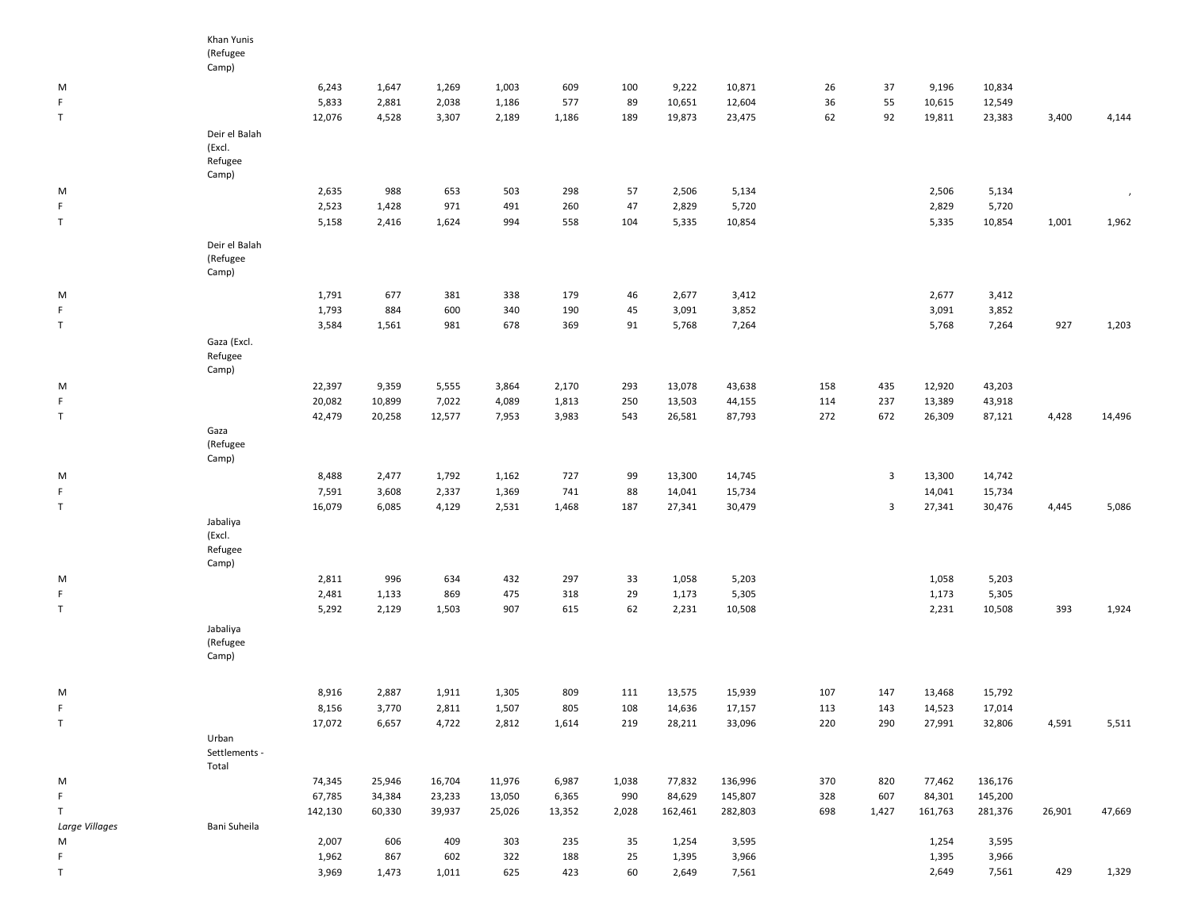| | | | | | | | | | | | | | | | |
|---|---|---|---|---|---|---|---|---|---|---|---|---|---|---|---|
| | Khan Yunis (Refugee Camp) | | | | | | | | | | | | | | |
| M | | 6,243 | 1,647 | 1,269 | 1,003 | 609 | 100 | 9,222 | 10,871 | 26 | 37 | 9,196 | 10,834 | | |
| F | | 5,833 | 2,881 | 2,038 | 1,186 | 577 | 89 | 10,651 | 12,604 | 36 | 55 | 10,615 | 12,549 | | |
| T | | 12,076 | 4,528 | 3,307 | 2,189 | 1,186 | 189 | 19,873 | 23,475 | 62 | 92 | 19,811 | 23,383 | 3,400 | 4,144 |
| | Deir el Balah (Excl. Refugee Camp) | | | | | | | | | | | | | | |
| M | | 2,635 | 988 | 653 | 503 | 298 | 57 | 2,506 | 5,134 | | | 2,506 | 5,134 | | , |
| F | | 2,523 | 1,428 | 971 | 491 | 260 | 47 | 2,829 | 5,720 | | | 2,829 | 5,720 | | |
| T | | 5,158 | 2,416 | 1,624 | 994 | 558 | 104 | 5,335 | 10,854 | | | 5,335 | 10,854 | 1,001 | 1,962 |
| | Deir el Balah (Refugee Camp) | | | | | | | | | | | | | | |
| M | | 1,791 | 677 | 381 | 338 | 179 | 46 | 2,677 | 3,412 | | | 2,677 | 3,412 | | |
| F | | 1,793 | 884 | 600 | 340 | 190 | 45 | 3,091 | 3,852 | | | 3,091 | 3,852 | | |
| T | | 3,584 | 1,561 | 981 | 678 | 369 | 91 | 5,768 | 7,264 | | | 5,768 | 7,264 | 927 | 1,203 |
| | Gaza (Excl. Refugee Camp) | | | | | | | | | | | | | | |
| M | | 22,397 | 9,359 | 5,555 | 3,864 | 2,170 | 293 | 13,078 | 43,638 | 158 | 435 | 12,920 | 43,203 | | |
| F | | 20,082 | 10,899 | 7,022 | 4,089 | 1,813 | 250 | 13,503 | 44,155 | 114 | 237 | 13,389 | 43,918 | | |
| T | | 42,479 | 20,258 | 12,577 | 7,953 | 3,983 | 543 | 26,581 | 87,793 | 272 | 672 | 26,309 | 87,121 | 4,428 | 14,496 |
| | Gaza (Refugee Camp) | | | | | | | | | | | | | | |
| M | | 8,488 | 2,477 | 1,792 | 1,162 | 727 | 99 | 13,300 | 14,745 | | 3 | 13,300 | 14,742 | | |
| F | | 7,591 | 3,608 | 2,337 | 1,369 | 741 | 88 | 14,041 | 15,734 | | | 14,041 | 15,734 | | |
| T | | 16,079 | 6,085 | 4,129 | 2,531 | 1,468 | 187 | 27,341 | 30,479 | | 3 | 27,341 | 30,476 | 4,445 | 5,086 |
| | Jabaliya (Excl. Refugee Camp) | | | | | | | | | | | | | | |
| M | | 2,811 | 996 | 634 | 432 | 297 | 33 | 1,058 | 5,203 | | | 1,058 | 5,203 | | |
| F | | 2,481 | 1,133 | 869 | 475 | 318 | 29 | 1,173 | 5,305 | | | 1,173 | 5,305 | | |
| T | | 5,292 | 2,129 | 1,503 | 907 | 615 | 62 | 2,231 | 10,508 | | | 2,231 | 10,508 | 393 | 1,924 |
| | Jabaliya (Refugee Camp) | | | | | | | | | | | | | | |
| M | | 8,916 | 2,887 | 1,911 | 1,305 | 809 | 111 | 13,575 | 15,939 | 107 | 147 | 13,468 | 15,792 | | |
| F | | 8,156 | 3,770 | 2,811 | 1,507 | 805 | 108 | 14,636 | 17,157 | 113 | 143 | 14,523 | 17,014 | | |
| T | | 17,072 | 6,657 | 4,722 | 2,812 | 1,614 | 219 | 28,211 | 33,096 | 220 | 290 | 27,991 | 32,806 | 4,591 | 5,511 |
| | Urban Settlements - Total | | | | | | | | | | | | | | |
| M | | 74,345 | 25,946 | 16,704 | 11,976 | 6,987 | 1,038 | 77,832 | 136,996 | 370 | 820 | 77,462 | 136,176 | | |
| F | | 67,785 | 34,384 | 23,233 | 13,050 | 6,365 | 990 | 84,629 | 145,807 | 328 | 607 | 84,301 | 145,200 | | |
| T | | 142,130 | 60,330 | 39,937 | 25,026 | 13,352 | 2,028 | 162,461 | 282,803 | 698 | 1,427 | 161,763 | 281,376 | 26,901 | 47,669 |
| *Large Villages* | Bani Suheila | | | | | | | | | | | | | | |
| M | | 2,007 | 606 | 409 | 303 | 235 | 35 | 1,254 | 3,595 | | | 1,254 | 3,595 | | |
| F | | 1,962 | 867 | 602 | 322 | 188 | 25 | 1,395 | 3,966 | | | 1,395 | 3,966 | | |
| T | | 3,969 | 1,473 | 1,011 | 625 | 423 | 60 | 2,649 | 7,561 | | | 2,649 | 7,561 | 429 | 1,329 |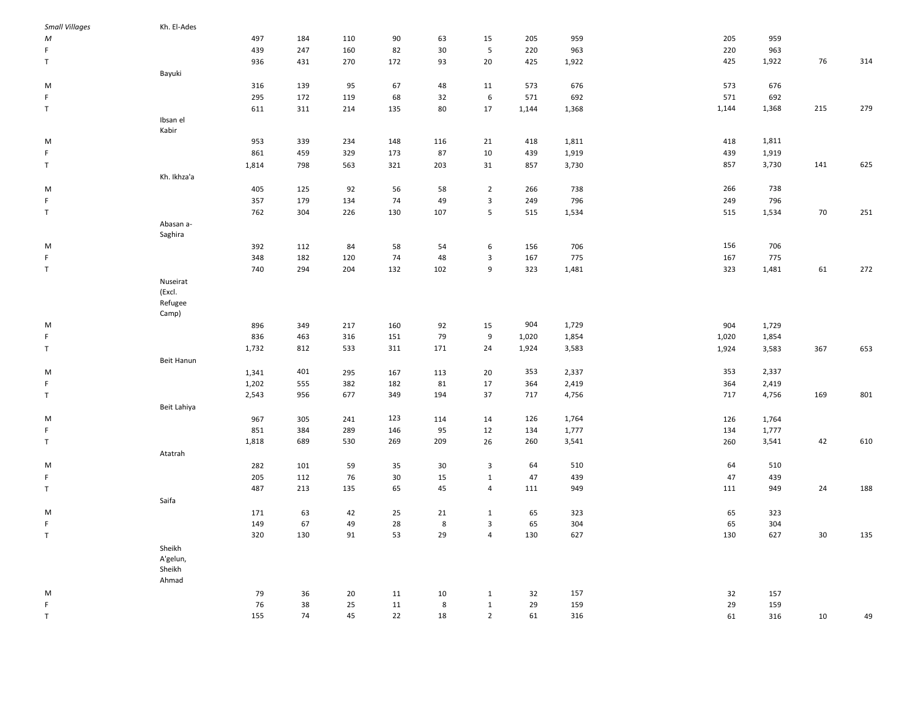| | | | | | | | | | | | | | |
|---|---|---|---|---|---|---|---|---|---|---|---|---|---|
| *Small Villages* | Kh. El-Ades | | | | | | | | | | | | |
| *M* | | 497 | 184 | 110 | 90 | 63 | 15 | 205 | 959 | 205 | 959 | | |
| F | | 439 | 247 | 160 | 82 | 30 | 5 | 220 | 963 | 220 | 963 | | |
| T | | 936 | 431 | 270 | 172 | 93 | 20 | 425 | 1,922 | 425 | 1,922 | 76 | 314 |
| | Bayuki | | | | | | | | | | | | |
| M | | 316 | 139 | 95 | 67 | 48 | 11 | 573 | 676 | 573 | 676 | | |
| F | | 295 | 172 | 119 | 68 | 32 | 6 | 571 | 692 | 571 | 692 | | |
| T | | 611 | 311 | 214 | 135 | 80 | 17 | 1,144 | 1,368 | 1,144 | 1,368 | 215 | 279 |
| | Ibsan el Kabir | | | | | | | | | | | | |
| M | | 953 | 339 | 234 | 148 | 116 | 21 | 418 | 1,811 | 418 | 1,811 | | |
| F | | 861 | 459 | 329 | 173 | 87 | 10 | 439 | 1,919 | 439 | 1,919 | | |
| T | | 1,814 | 798 | 563 | 321 | 203 | 31 | 857 | 3,730 | 857 | 3,730 | 141 | 625 |
| | Kh. Ikhza'a | | | | | | | | | | | | |
| M | | 405 | 125 | 92 | 56 | 58 | 2 | 266 | 738 | 266 | 738 | | |
| F | | 357 | 179 | 134 | 74 | 49 | 3 | 249 | 796 | 249 | 796 | | |
| T | | 762 | 304 | 226 | 130 | 107 | 5 | 515 | 1,534 | 515 | 1,534 | 70 | 251 |
| | Abasan a-Saghira | | | | | | | | | | | | |
| M | | 392 | 112 | 84 | 58 | 54 | 6 | 156 | 706 | 156 | 706 | | |
| F | | 348 | 182 | 120 | 74 | 48 | 3 | 167 | 775 | 167 | 775 | | |
| T | | 740 | 294 | 204 | 132 | 102 | 9 | 323 | 1,481 | 323 | 1,481 | 61 | 272 |
| | Nuseirat (Excl. Refugee Camp) | | | | | | | | | | | | |
| M | | 896 | 349 | 217 | 160 | 92 | 15 | 904 | 1,729 | 904 | 1,729 | | |
| F | | 836 | 463 | 316 | 151 | 79 | 9 | 1,020 | 1,854 | 1,020 | 1,854 | | |
| T | | 1,732 | 812 | 533 | 311 | 171 | 24 | 1,924 | 3,583 | 1,924 | 3,583 | 367 | 653 |
| | Beit Hanun | | | | | | | | | | | | |
| M | | 1,341 | 401 | 295 | 167 | 113 | 20 | 353 | 2,337 | 353 | 2,337 | | |
| F | | 1,202 | 555 | 382 | 182 | 81 | 17 | 364 | 2,419 | 364 | 2,419 | | |
| T | | 2,543 | 956 | 677 | 349 | 194 | 37 | 717 | 4,756 | 717 | 4,756 | 169 | 801 |
| | Beit Lahiya | | | | | | | | | | | | |
| M | | 967 | 305 | 241 | 123 | 114 | 14 | 126 | 1,764 | 126 | 1,764 | | |
| F | | 851 | 384 | 289 | 146 | 95 | 12 | 134 | 1,777 | 134 | 1,777 | | |
| T | | 1,818 | 689 | 530 | 269 | 209 | 26 | 260 | 3,541 | 260 | 3,541 | 42 | 610 |
| | Atatrah | | | | | | | | | | | | |
| M | | 282 | 101 | 59 | 35 | 30 | 3 | 64 | 510 | 64 | 510 | | |
| F | | 205 | 112 | 76 | 30 | 15 | 1 | 47 | 439 | 47 | 439 | | |
| T | | 487 | 213 | 135 | 65 | 45 | 4 | 111 | 949 | 111 | 949 | 24 | 188 |
| | Saifa | | | | | | | | | | | | |
| M | | 171 | 63 | 42 | 25 | 21 | 1 | 65 | 323 | 65 | 323 | | |
| F | | 149 | 67 | 49 | 28 | 8 | 3 | 65 | 304 | 65 | 304 | | |
| T | | 320 | 130 | 91 | 53 | 29 | 4 | 130 | 627 | 130 | 627 | 30 | 135 |
| | Sheikh A'gelun, Sheikh Ahmad | | | | | | | | | | | | |
| M | | 79 | 36 | 20 | 11 | 10 | 1 | 32 | 157 | 32 | 157 | | |
| F | | 76 | 38 | 25 | 11 | 8 | 1 | 29 | 159 | 29 | 159 | | |
| T | | 155 | 74 | 45 | 22 | 18 | 2 | 61 | 316 | 61 | 316 | 10 | 49 |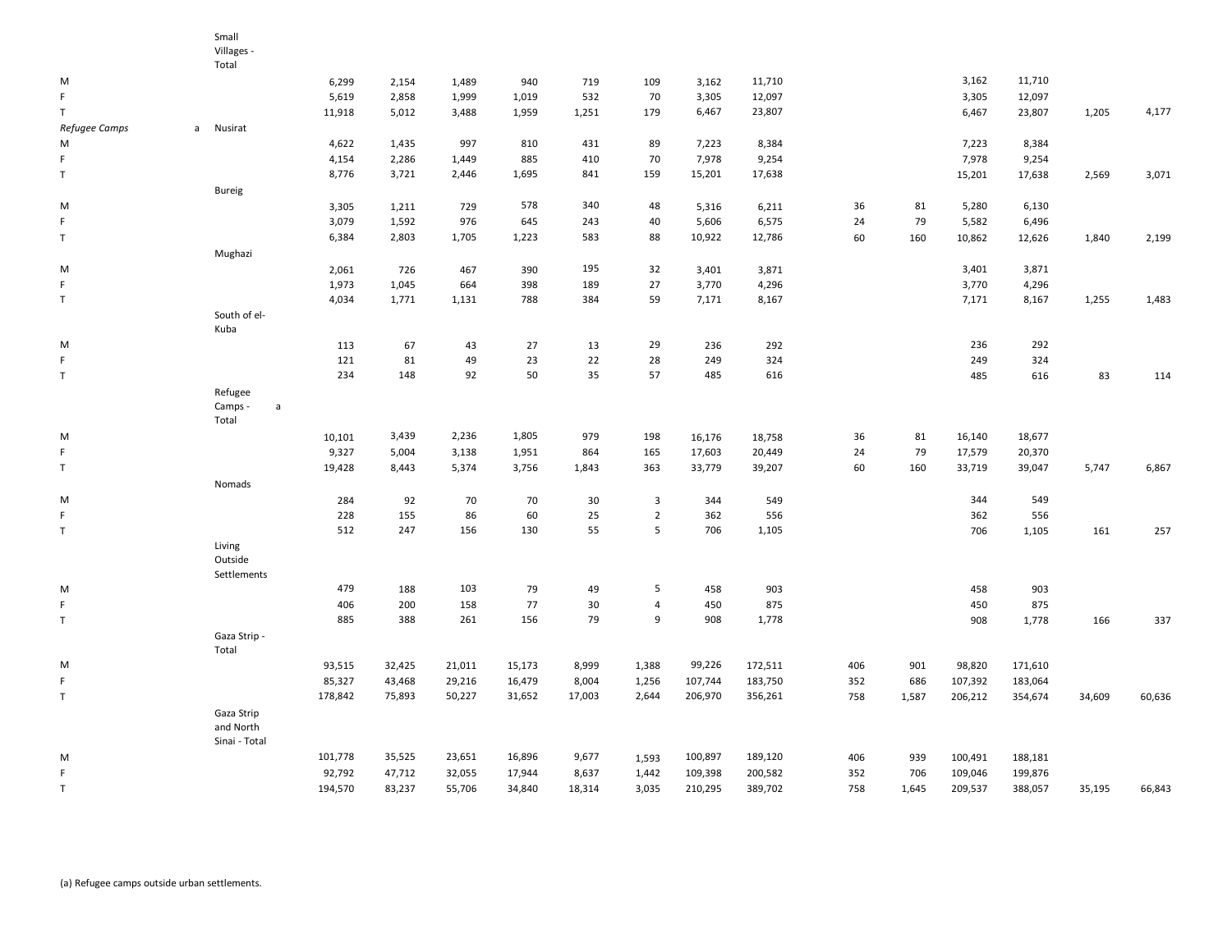| | | | | | | | | | | | | | | | | |
|---|---|---|---|---|---|---|---|---|---|---|---|---|---|---|---|---|
| | | Small Villages - Total | | | | | | | | | | | | | | |
| M | | | 6,299 | 2,154 | 1,489 | 940 | 719 | 109 | 3,162 | 11,710 | | | 3,162 | 11,710 | | |
| F | | | 5,619 | 2,858 | 1,999 | 1,019 | 532 | 70 | 3,305 | 12,097 | | | 3,305 | 12,097 | | |
| T | | | 11,918 | 5,012 | 3,488 | 1,959 | 1,251 | 179 | 6,467 | 23,807 | | | 6,467 | 23,807 | 1,205 | 4,177 |
| *Refugee Camps* | a | Nusirat | | | | | | | | | | | | | | |
| M | | | 4,622 | 1,435 | 997 | 810 | 431 | 89 | 7,223 | 8,384 | | | 7,223 | 8,384 | | |
| F | | | 4,154 | 2,286 | 1,449 | 885 | 410 | 70 | 7,978 | 9,254 | | | 7,978 | 9,254 | | |
| T | | | 8,776 | 3,721 | 2,446 | 1,695 | 841 | 159 | 15,201 | 17,638 | | | 15,201 | 17,638 | 2,569 | 3,071 |
| | | Bureig | | | | | | | | | | | | | | |
| M | | | 3,305 | 1,211 | 729 | 578 | 340 | 48 | 5,316 | 6,211 | 36 | 81 | 5,280 | 6,130 | | |
| F | | | 3,079 | 1,592 | 976 | 645 | 243 | 40 | 5,606 | 6,575 | 24 | 79 | 5,582 | 6,496 | | |
| T | | | 6,384 | 2,803 | 1,705 | 1,223 | 583 | 88 | 10,922 | 12,786 | 60 | 160 | 10,862 | 12,626 | 1,840 | 2,199 |
| | | Mughazi | | | | | | | | | | | | | | |
| M | | | 2,061 | 726 | 467 | 390 | 195 | 32 | 3,401 | 3,871 | | | 3,401 | 3,871 | | |
| F | | | 1,973 | 1,045 | 664 | 398 | 189 | 27 | 3,770 | 4,296 | | | 3,770 | 4,296 | | |
| T | | | 4,034 | 1,771 | 1,131 | 788 | 384 | 59 | 7,171 | 8,167 | | | 7,171 | 8,167 | 1,255 | 1,483 |
| | | South of el-Kuba | | | | | | | | | | | | | | |
| M | | | 113 | 67 | 43 | 27 | 13 | 29 | 236 | 292 | | | 236 | 292 | | |
| F | | | 121 | 81 | 49 | 23 | 22 | 28 | 249 | 324 | | | 249 | 324 | | |
| T | | | 234 | 148 | 92 | 50 | 35 | 57 | 485 | 616 | | | 485 | 616 | 83 | 114 |
| | | Refugee Camps - a Total | | | | | | | | | | | | | | |
| M | | | 10,101 | 3,439 | 2,236 | 1,805 | 979 | 198 | 16,176 | 18,758 | 36 | 81 | 16,140 | 18,677 | | |
| F | | | 9,327 | 5,004 | 3,138 | 1,951 | 864 | 165 | 17,603 | 20,449 | 24 | 79 | 17,579 | 20,370 | | |
| T | | | 19,428 | 8,443 | 5,374 | 3,756 | 1,843 | 363 | 33,779 | 39,207 | 60 | 160 | 33,719 | 39,047 | 5,747 | 6,867 |
| | | Nomads | | | | | | | | | | | | | | |
| M | | | 284 | 92 | 70 | 70 | 30 | 3 | 344 | 549 | | | 344 | 549 | | |
| F | | | 228 | 155 | 86 | 60 | 25 | 2 | 362 | 556 | | | 362 | 556 | | |
| T | | | 512 | 247 | 156 | 130 | 55 | 5 | 706 | 1,105 | | | 706 | 1,105 | 161 | 257 |
| | | Living Outside Settlements | | | | | | | | | | | | | | |
| M | | | 479 | 188 | 103 | 79 | 49 | 5 | 458 | 903 | | | 458 | 903 | | |
| F | | | 406 | 200 | 158 | 77 | 30 | 4 | 450 | 875 | | | 450 | 875 | | |
| T | | | 885 | 388 | 261 | 156 | 79 | 9 | 908 | 1,778 | | | 908 | 1,778 | 166 | 337 |
| | | Gaza Strip - Total | | | | | | | | | | | | | | |
| M | | | 93,515 | 32,425 | 21,011 | 15,173 | 8,999 | 1,388 | 99,226 | 172,511 | 406 | 901 | 98,820 | 171,610 | | |
| F | | | 85,327 | 43,468 | 29,216 | 16,479 | 8,004 | 1,256 | 107,744 | 183,750 | 352 | 686 | 107,392 | 183,064 | | |
| T | | | 178,842 | 75,893 | 50,227 | 31,652 | 17,003 | 2,644 | 206,970 | 356,261 | 758 | 1,587 | 206,212 | 354,674 | 34,609 | 60,636 |
| | | Gaza Strip and North Sinai - Total | | | | | | | | | | | | | | |
| M | | | 101,778 | 35,525 | 23,651 | 16,896 | 9,677 | 1,593 | 100,897 | 189,120 | 406 | 939 | 100,491 | 188,181 | | |
| F | | | 92,792 | 47,712 | 32,055 | 17,944 | 8,637 | 1,442 | 109,398 | 200,582 | 352 | 706 | 109,046 | 199,876 | | |
| T | | | 194,570 | 83,237 | 55,706 | 34,840 | 18,314 | 3,035 | 210,295 | 389,702 | 758 | 1,645 | 209,537 | 388,057 | 35,195 | 66,843 |

(a) Refugee camps outside urban settlements.